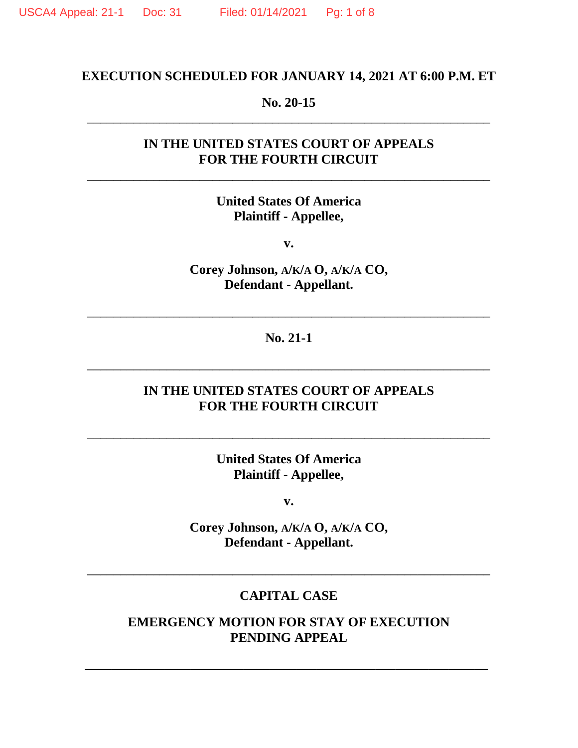**EXECUTION SCHEDULED FOR JANUARY 14, 2021 AT 6:00 P.M. ET**

**No. 20-15**

---

**IN THE UNITED STATES COURT OF APPEALS**
**FOR THE FOURTH CIRCUIT**

---

**United States Of America**
**Plaintiff - Appellee,**

**v.**

**Corey Johnson, A/K/A O, A/K/A CO,**
**Defendant - Appellant.**

---

**No. 21-1**

---

**IN THE UNITED STATES COURT OF APPEALS**
**FOR THE FOURTH CIRCUIT**

---

**United States Of America**
**Plaintiff - Appellee,**

**v.**

**Corey Johnson, A/K/A O, A/K/A CO,**
**Defendant - Appellant.**

---

**CAPITAL CASE**

**EMERGENCY MOTION FOR STAY OF EXECUTION**
**PENDING APPEAL**

---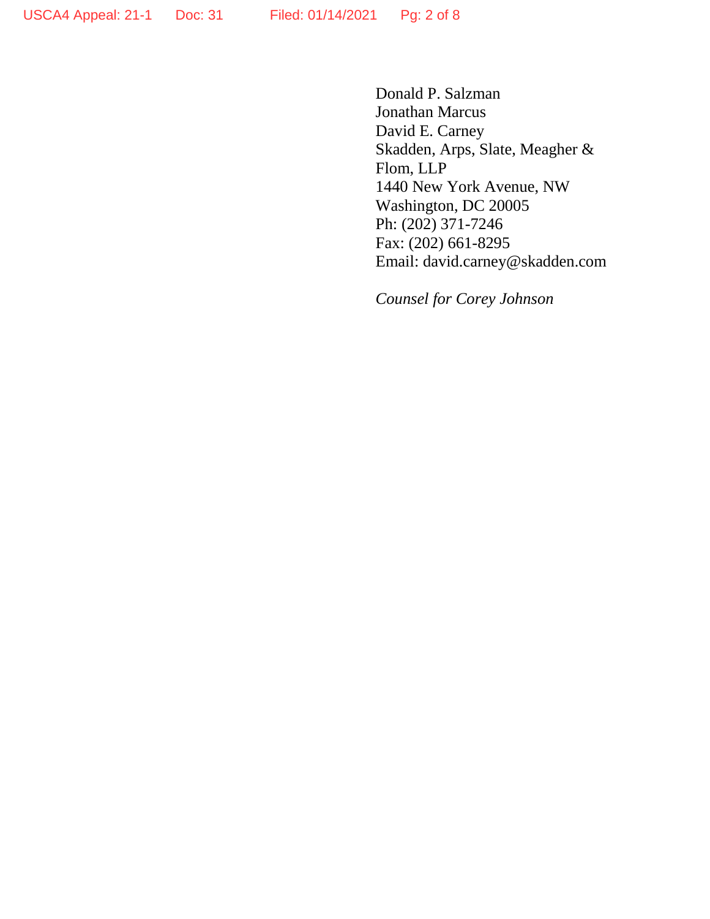Donald P. Salzman
Jonathan Marcus
David E. Carney
Skadden, Arps, Slate, Meagher &
Flom, LLP
1440 New York Avenue, NW
Washington, DC 20005
Ph: (202) 371-7246
Fax: (202) 661-8295
Email: david.carney@skadden.com

*Counsel for Corey Johnson*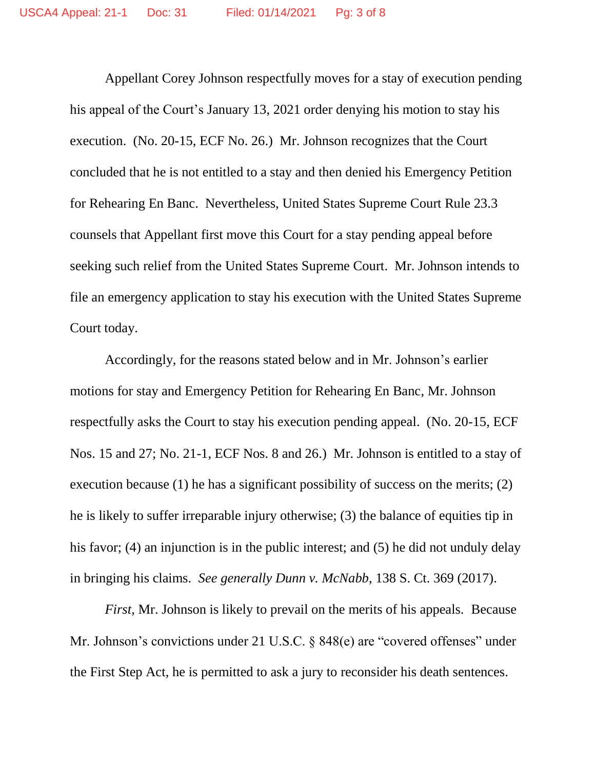Appellant Corey Johnson respectfully moves for a stay of execution pending his appeal of the Court's January 13, 2021 order denying his motion to stay his execution. (No. 20-15, ECF No. 26.) Mr. Johnson recognizes that the Court concluded that he is not entitled to a stay and then denied his Emergency Petition for Rehearing En Banc. Nevertheless, United States Supreme Court Rule 23.3 counsels that Appellant first move this Court for a stay pending appeal before seeking such relief from the United States Supreme Court. Mr. Johnson intends to file an emergency application to stay his execution with the United States Supreme Court today.

Accordingly, for the reasons stated below and in Mr. Johnson's earlier motions for stay and Emergency Petition for Rehearing En Banc, Mr. Johnson respectfully asks the Court to stay his execution pending appeal. (No. 20-15, ECF Nos. 15 and 27; No. 21-1, ECF Nos. 8 and 26.) Mr. Johnson is entitled to a stay of execution because (1) he has a significant possibility of success on the merits; (2) he is likely to suffer irreparable injury otherwise; (3) the balance of equities tip in his favor; (4) an injunction is in the public interest; and (5) he did not unduly delay in bringing his claims. *See generally Dunn v. McNabb*, 138 S. Ct. 369 (2017).

*First*, Mr. Johnson is likely to prevail on the merits of his appeals. Because Mr. Johnson's convictions under 21 U.S.C. § 848(e) are "covered offenses" under the First Step Act, he is permitted to ask a jury to reconsider his death sentences.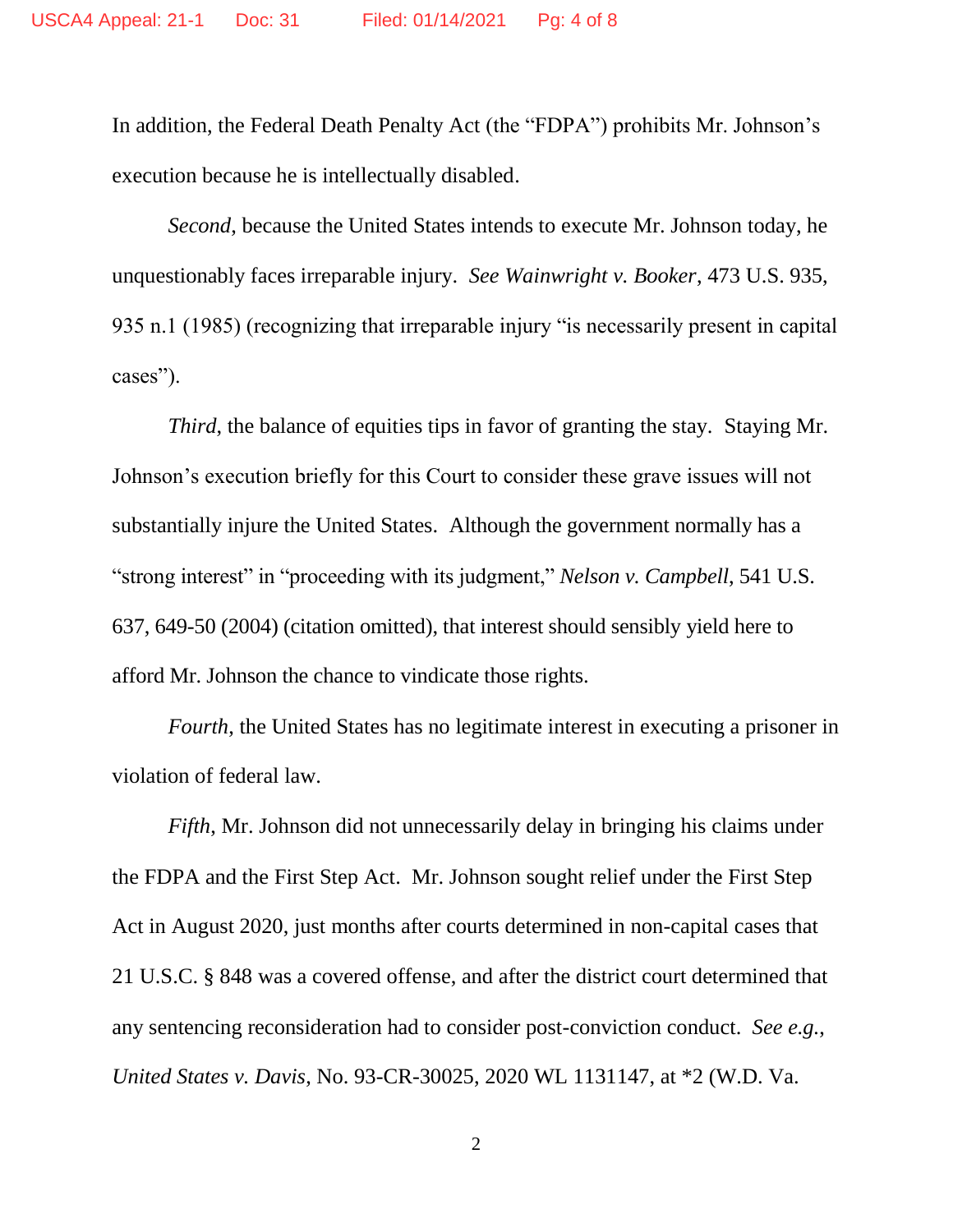In addition, the Federal Death Penalty Act (the "FDPA") prohibits Mr. Johnson's execution because he is intellectually disabled.

*Second*, because the United States intends to execute Mr. Johnson today, he unquestionably faces irreparable injury. *See Wainwright v. Booker*, 473 U.S. 935, 935 n.1 (1985) (recognizing that irreparable injury "is necessarily present in capital cases").

*Third*, the balance of equities tips in favor of granting the stay. Staying Mr. Johnson's execution briefly for this Court to consider these grave issues will not substantially injure the United States. Although the government normally has a "strong interest" in "proceeding with its judgment," *Nelson v. Campbell*, 541 U.S. 637, 649-50 (2004) (citation omitted), that interest should sensibly yield here to afford Mr. Johnson the chance to vindicate those rights.

*Fourth*, the United States has no legitimate interest in executing a prisoner in violation of federal law.

*Fifth*, Mr. Johnson did not unnecessarily delay in bringing his claims under the FDPA and the First Step Act. Mr. Johnson sought relief under the First Step Act in August 2020, just months after courts determined in non-capital cases that 21 U.S.C. § 848 was a covered offense, and after the district court determined that any sentencing reconsideration had to consider post-conviction conduct. *See e.g.*, *United States v. Davis*, No. 93-CR-30025, 2020 WL 1131147, at *2 (W.D. Va.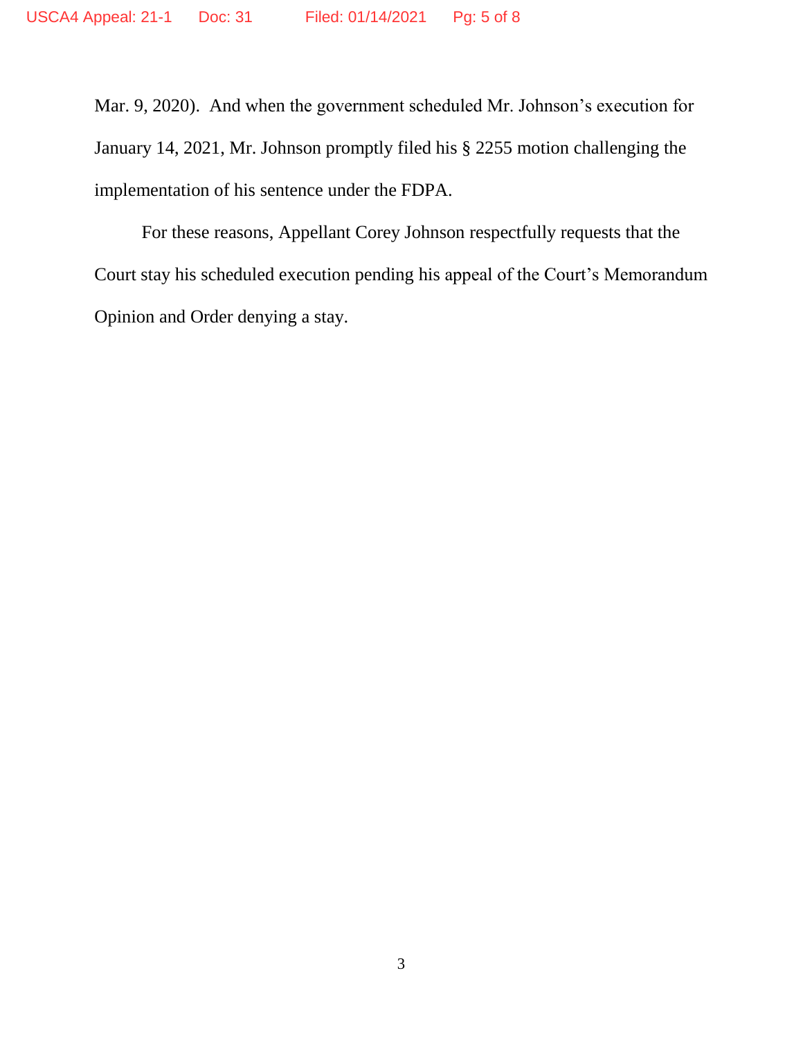Mar. 9, 2020). And when the government scheduled Mr. Johnson's execution for January 14, 2021, Mr. Johnson promptly filed his § 2255 motion challenging the implementation of his sentence under the FDPA.

For these reasons, Appellant Corey Johnson respectfully requests that the Court stay his scheduled execution pending his appeal of the Court's Memorandum Opinion and Order denying a stay.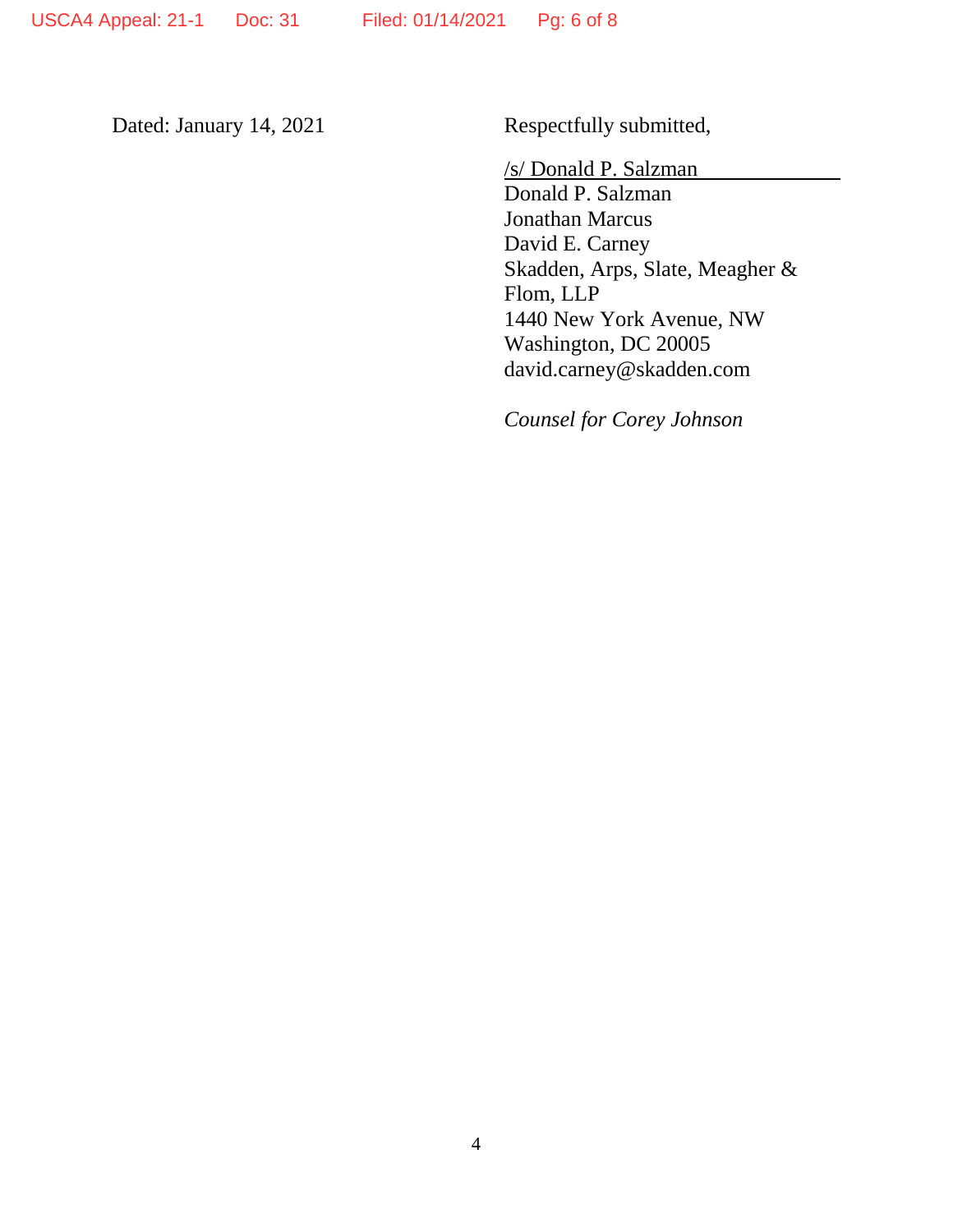Dated: January 14, 2021

Respectfully submitted,

/s/ Donald P. Salzman
Donald P. Salzman
Jonathan Marcus
David E. Carney
Skadden, Arps, Slate, Meagher & Flom, LLP
1440 New York Avenue, NW
Washington, DC 20005
david.carney@skadden.com

*Counsel for Corey Johnson*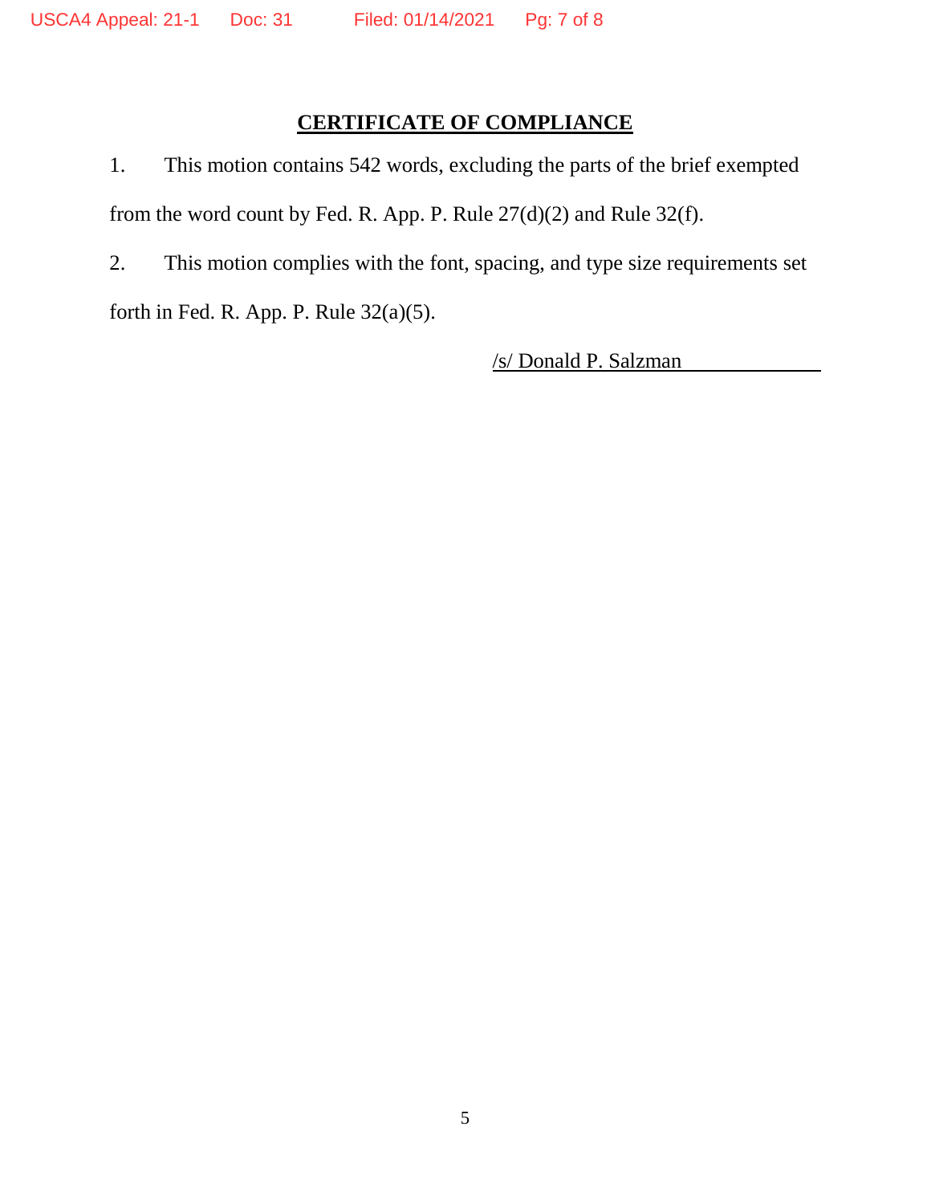## CERTIFICATE OF COMPLIANCE

1. This motion contains 542 words, excluding the parts of the brief exempted from the word count by Fed. R. App. P. Rule 27(d)(2) and Rule 32(f).

2. This motion complies with the font, spacing, and type size requirements set forth in Fed. R. App. P. Rule 32(a)(5).

/s/ Donald P. Salzman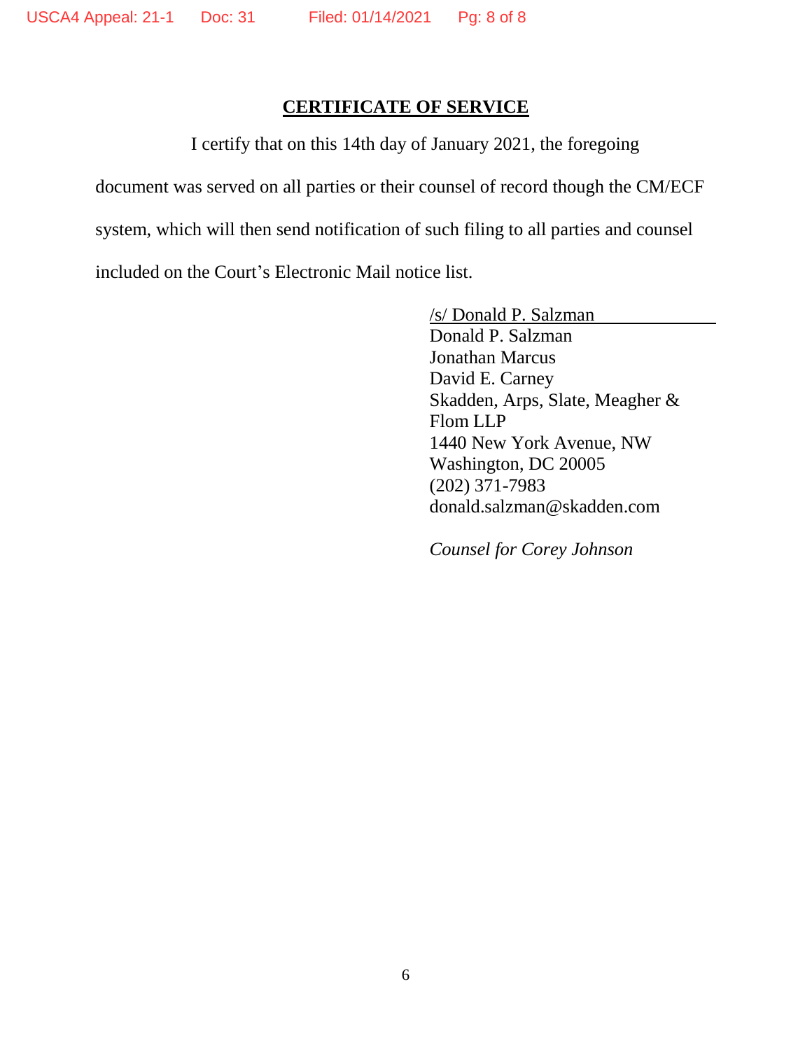## CERTIFICATE OF SERVICE

I certify that on this 14th day of January 2021, the foregoing document was served on all parties or their counsel of record though the CM/ECF system, which will then send notification of such filing to all parties and counsel included on the Court's Electronic Mail notice list.

/s/ Donald P. Salzman
Donald P. Salzman
Jonathan Marcus
David E. Carney
Skadden, Arps, Slate, Meagher & Flom LLP
1440 New York Avenue, NW
Washington, DC 20005
(202) 371-7983
donald.salzman@skadden.com

*Counsel for Corey Johnson*